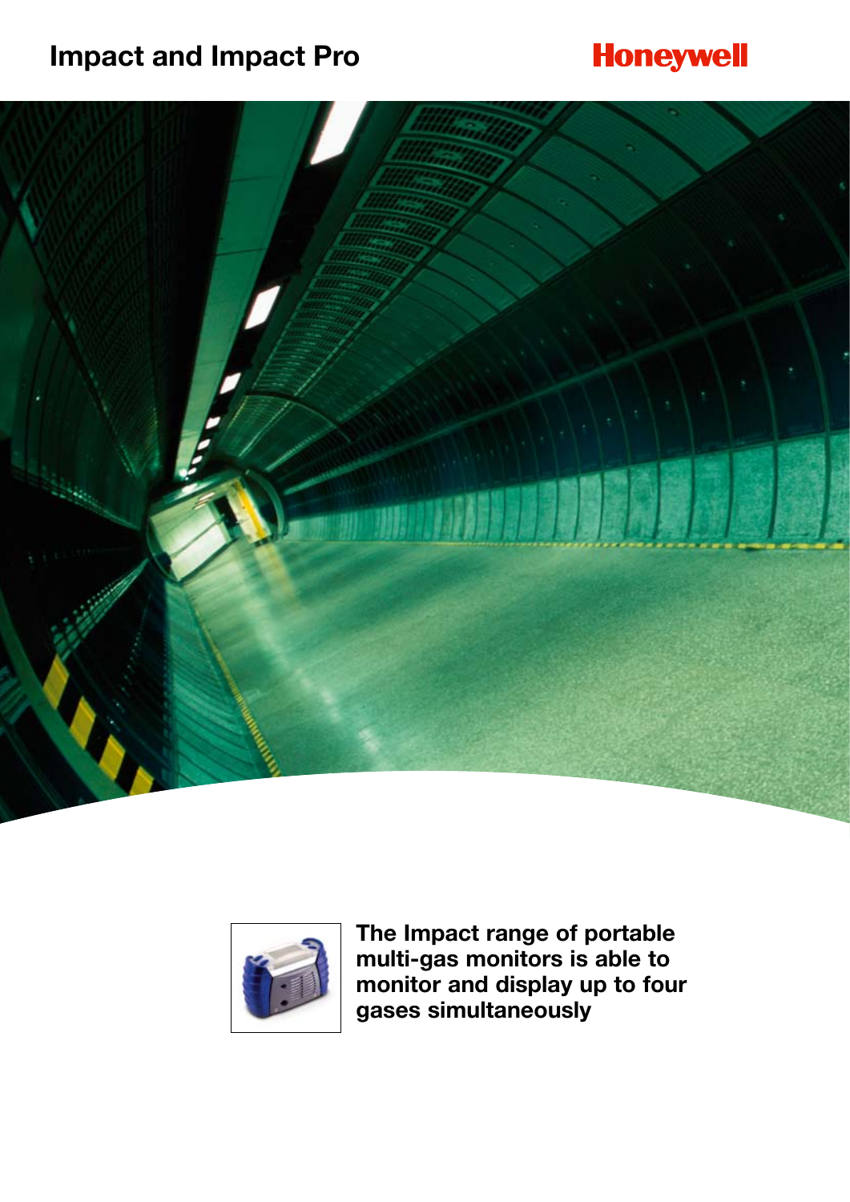# Impact and Impact Pro

Honeywell

**The Impact range of portable multi-gas monitors is able to monitor and display up to four gases simultaneously**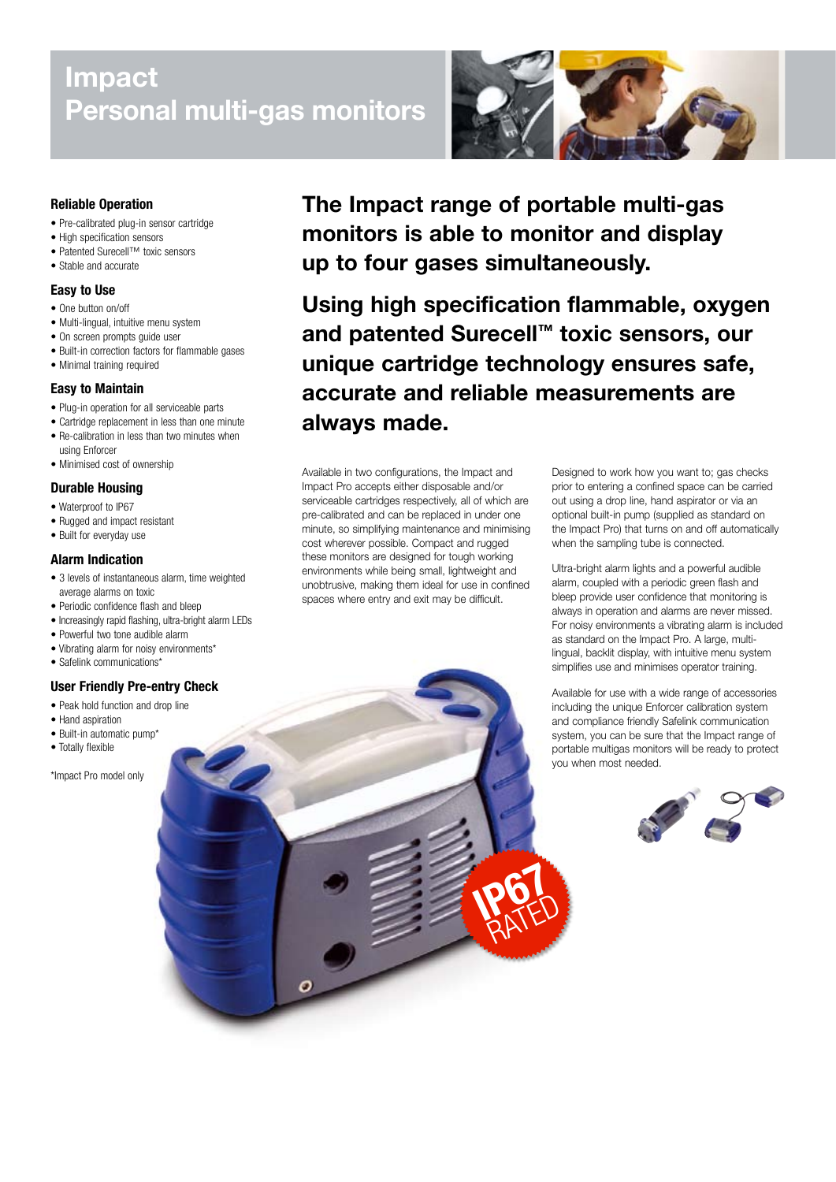# Impact Personal multi-gas monitors

## Reliable Operation

- Pre-calibrated plug-in sensor cartridge
- High specification sensors
- Patented Surecell™ toxic sensors
- Stable and accurate

## Easy to Use

- One button on/off
- Multi-lingual, intuitive menu system
- On screen prompts guide user
- Built-in correction factors for flammable gases
- Minimal training required

## Easy to Maintain

- Plug-in operation for all serviceable parts
- Cartridge replacement in less than one minute
- Re-calibration in less than two minutes when using Enforcer
- Minimised cost of ownership

## Durable Housing

- Waterproof to IP67
- Rugged and impact resistant
- Built for everyday use

## Alarm Indication

- 3 levels of instantaneous alarm, time weighted average alarms on toxic
- Periodic confidence flash and bleep
- Increasingly rapid flashing, ultra-bright alarm LEDs
- Powerful two tone audible alarm
- Vibrating alarm for noisy environments*
- Safelink communications*

## User Friendly Pre-entry Check

- Peak hold function and drop line
- Hand aspiration
- Built-in automatic pump*
- Totally flexible

*Impact Pro model only

**The Impact range of portable multi-gas monitors is able to monitor and display up to four gases simultaneously.**

**Using high specification flammable, oxygen and patented Surecell™ toxic sensors, our unique cartridge technology ensures safe, accurate and reliable measurements are always made.**

Available in two configurations, the Impact and Impact Pro accepts either disposable and/or serviceable cartridges respectively, all of which are pre-calibrated and can be replaced in under one minute, so simplifying maintenance and minimising cost wherever possible. Compact and rugged these monitors are designed for tough working environments while being small, lightweight and unobtrusive, making them ideal for use in confined spaces where entry and exit may be difficult.

Designed to work how you want to; gas checks prior to entering a confined space can be carried out using a drop line, hand aspirator or via an optional built-in pump (supplied as standard on the Impact Pro) that turns on and off automatically when the sampling tube is connected.

Ultra-bright alarm lights and a powerful audible alarm, coupled with a periodic green flash and bleep provide user confidence that monitoring is always in operation and alarms are never missed. For noisy environments a vibrating alarm is included as standard on the Impact Pro. A large, multi-lingual, backlit display, with intuitive menu system simplifies use and minimises operator training.

Available for use with a wide range of accessories including the unique Enforcer calibration system and compliance friendly Safelink communication system, you can be sure that the Impact range of portable multigas monitors will be ready to protect you when most needed.

IP67 RATED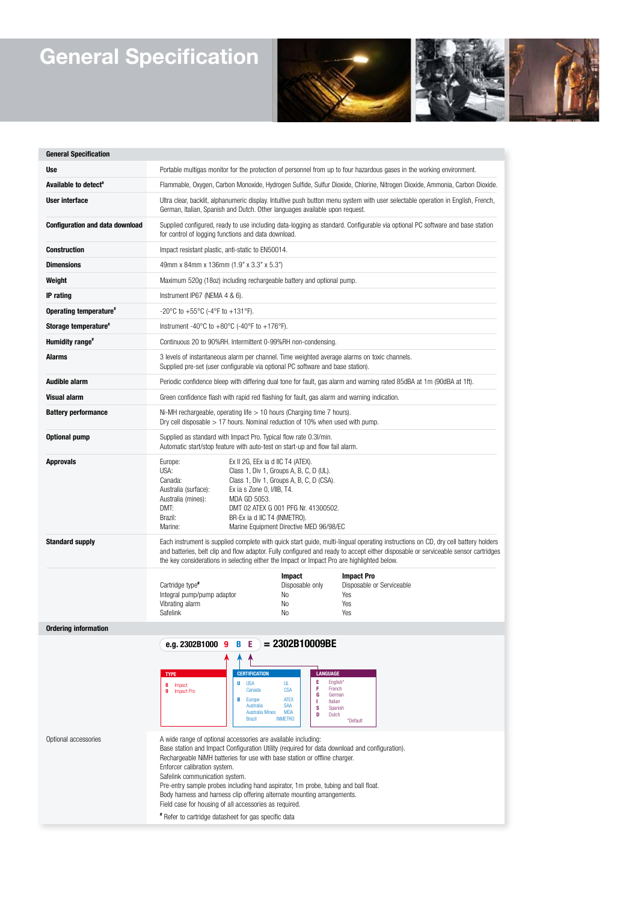# General Specification

| General Specification | |
|---|---|
| **Use** | Portable multigas monitor for the protection of personnel from up to four hazardous gases in the working environment. |
| **Available to detect#** | Flammable, Oxygen, Carbon Monoxide, Hydrogen Sulfide, Sulfur Dioxide, Chlorine, Nitrogen Dioxide, Ammonia, Carbon Dioxide. |
| **User interface** | Ultra clear, backlit, alphanumeric display. Intuitive push button menu system with user selectable operation in English, French, German, Italian, Spanish and Dutch. Other languages available upon request. |
| **Configuration and data download** | Supplied configured, ready to use including data-logging as standard. Configurable via optional PC software and base station for control of logging functions and data download. |
| **Construction** | Impact resistant plastic, anti-static to EN50014. |
| **Dimensions** | 49mm x 84mm x 136mm (1.9" x 3.3" x 5.3") |
| **Weight** | Maximum 520g (18oz) including rechargeable battery and optional pump. |
| **IP rating** | Instrument IP67 (NEMA 4 & 6). |
| **Operating temperature#** | -20°C to +55°C (-4°F to +131°F). |
| **Storage temperature#** | Instrument -40°C to +80°C (-40°F to +176°F). |
| **Humidity range#** | Continuous 20 to 90%RH. Intermittent 0-99%RH non-condensing. |
| **Alarms** | 3 levels of instantaneous alarm per channel. Time weighted average alarms on toxic channels. Supplied pre-set (user configurable via optional PC software and base station). |
| **Audible alarm** | Periodic confidence bleep with differing dual tone for fault, gas alarm and warning rated 85dBA at 1m (90dBA at 1ft). |
| **Visual alarm** | Green confidence flash with rapid red flashing for fault, gas alarm and warning indication. |
| **Battery performance** | Ni-MH rechargeable, operating life > 10 hours (Charging time 7 hours). Dry cell disposable > 17 hours. Nominal reduction of 10% when used with pump. |
| **Optional pump** | Supplied as standard with Impact Pro. Typical flow rate 0.3l/min. Automatic start/stop feature with auto-test on start-up and flow fail alarm. |
| **Approvals** | Europe: Ex II 2G, EEx ia d IIC T4 (ATEX).<br>USA: Class 1, Div 1, Groups A, B, C, D (UL).<br>Canada: Class 1, Div 1, Groups A, B, C, D (CSA).<br>Australia (surface): Ex ia s Zone 0, I/IIB, T4.<br>Australia (mines): MDA GD 5053.<br>DMT: DMT 02 ATEX G 001 PFG Nr. 41300502.<br>Brazil: BR-Ex ia d IIC T4 (INMETRO).<br>Marine: Marine Equipment Directive MED 96/98/EC |
| **Standard supply** | Each instrument is supplied complete with quick start guide, multi-lingual operating instructions on CD, dry cell battery holders and batteries, belt clip and flow adaptor. Fully configured and ready to accept either disposable or serviceable sensor cartridges the key considerations in selecting either the Impact or Impact Pro are highlighted below. |

| | Impact | Impact Pro |
|---|---|---|
| Cartridge type# | Disposable only | Disposable or Serviceable |
| Integral pump/pump adaptor | No | Yes |
| Vibrating alarm | No | Yes |
| Safelink | No | Yes |

**Ordering information**

e.g. 2302B1000 9 B E = 2302B10009BE

| TYPE | |
|---|---|
| 8 | Impact |
| 9 | Impact Pro |

| CERTIFICATION | | |
|---|---|---|
| U | USA | UL |
| | Canada | CSA |
| B | Europe | ATEX |
| | Australia | SAA |
| | Australia Mines | MDA |
| | Brazil | INMETRO |

| LANGUAGE | |
|---|---|
| E | English* |
| F | French |
| G | German |
| I | Italian |
| S | Spanish |
| D | Dutch |

*Default

**Optional accessories**

A wide range of optional accessories are available including:
Base station and Impact Configuration Utility (required for data download and configuration).
Rechargeable NiMH batteries for use with base station or offline charger.
Enforcer calibration system.
Safelink communication system.
Pre-entry sample probes including hand aspirator, 1m probe, tubing and ball float.
Body harness and harness clip offering alternate mounting arrangements.
Field case for housing of all accessories as required.

# Refer to cartridge datasheet for gas specific data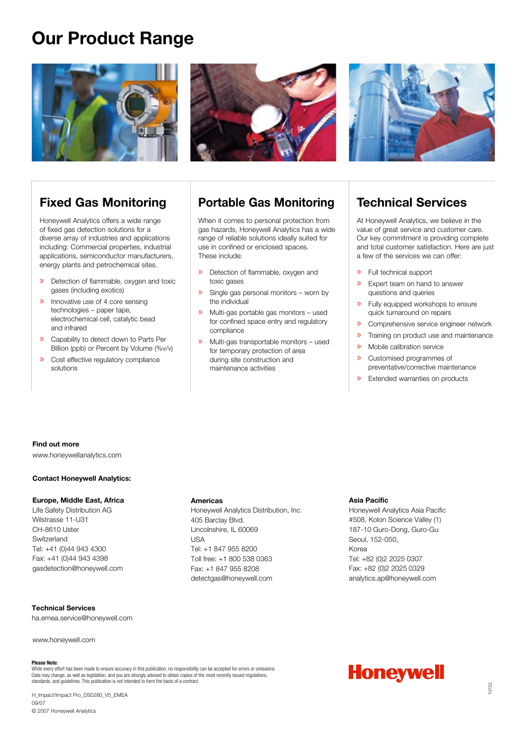# Our Product Range

## Fixed Gas Monitoring

Honeywell Analytics offers a wide range of fixed gas detection solutions for a diverse array of industries and applications including: Commercial properties, industrial applications, semiconductor manufacturers, energy plants and petrochemical sites.

- Detection of flammable, oxygen and toxic gases (including exotics)
- Innovative use of 4 core sensing technologies – paper tape, electrochemical cell, catalytic bead and infrared
- Capability to detect down to Parts Per Billion (ppb) or Percent by Volume (%v/v)
- Cost effective regulatory compliance solutions

## Portable Gas Monitoring

When it comes to personal protection from gas hazards, Honeywell Analytics has a wide range of reliable solutions ideally suited for use in confined or enclosed spaces. These include:

- Detection of flammable, oxygen and toxic gases
- Single gas personal monitors – worn by the individual
- Multi-gas portable gas monitors – used for confined space entry and regulatory compliance
- Multi-gas transportable monitors – used for temporary protection of area during site construction and maintenance activities

## Technical Services

At Honeywell Analytics, we believe in the value of great service and customer care. Our key commitment is providing complete and total customer satisfaction. Here are just a few of the services we can offer:

- Full technical support
- Expert team on hand to answer questions and queries
- Fully equipped workshops to ensure quick turnaround on repairs
- Comprehensive service engineer network
- Training on product use and maintenance
- Mobile calibration service
- Customised programmes of preventative/corrective maintenance
- Extended warranties on products

**Find out more**
www.honeywellanalytics.com

**Contact Honeywell Analytics:**

**Europe, Middle East, Africa**
Life Safety Distribution AG
Wilstrasse 11-U31
CH-8610 Uster
Switzerland
Tel: +41 (0)44 943 4300
Fax: +41 (0)44 943 4398
gasdetection@honeywell.com

**Americas**
Honeywell Analytics Distribution, Inc.
405 Barclay Blvd.
Lincolnshire, IL 60069
USA
Tel: +1 847 955 8200
Toll free: +1 800 538 0363
Fax: +1 847 955 8208
detectgas@honeywell.com

**Asia Pacific**
Honeywell Analytics Asia Pacific
#508, Kolon Science Valley (1)
187-10 Guro-Dong, Guro-Gu
Seoul, 152-050,
Korea
Tel: +82 (0)2 2025 0307
Fax: +82 (0)2 2025 0329
analytics.ap@honeywell.com

**Technical Services**
ha.emea.service@honeywell.com

www.honeywell.com

**Please Note:**
While every effort has been made to ensure accuracy in this publication, no responsibility can be accepted for errors or omissions. Data may change, as well as legislation, and you are strongly advised to obtain copies of the most recently issued regulations, standards, and guidelines. This publication is not intended to form the basis of a contract.

H_Impact/Impact Pro_DS0280_V5_EMEA
09/07
© 2007 Honeywell Analytics

Honeywell

10722